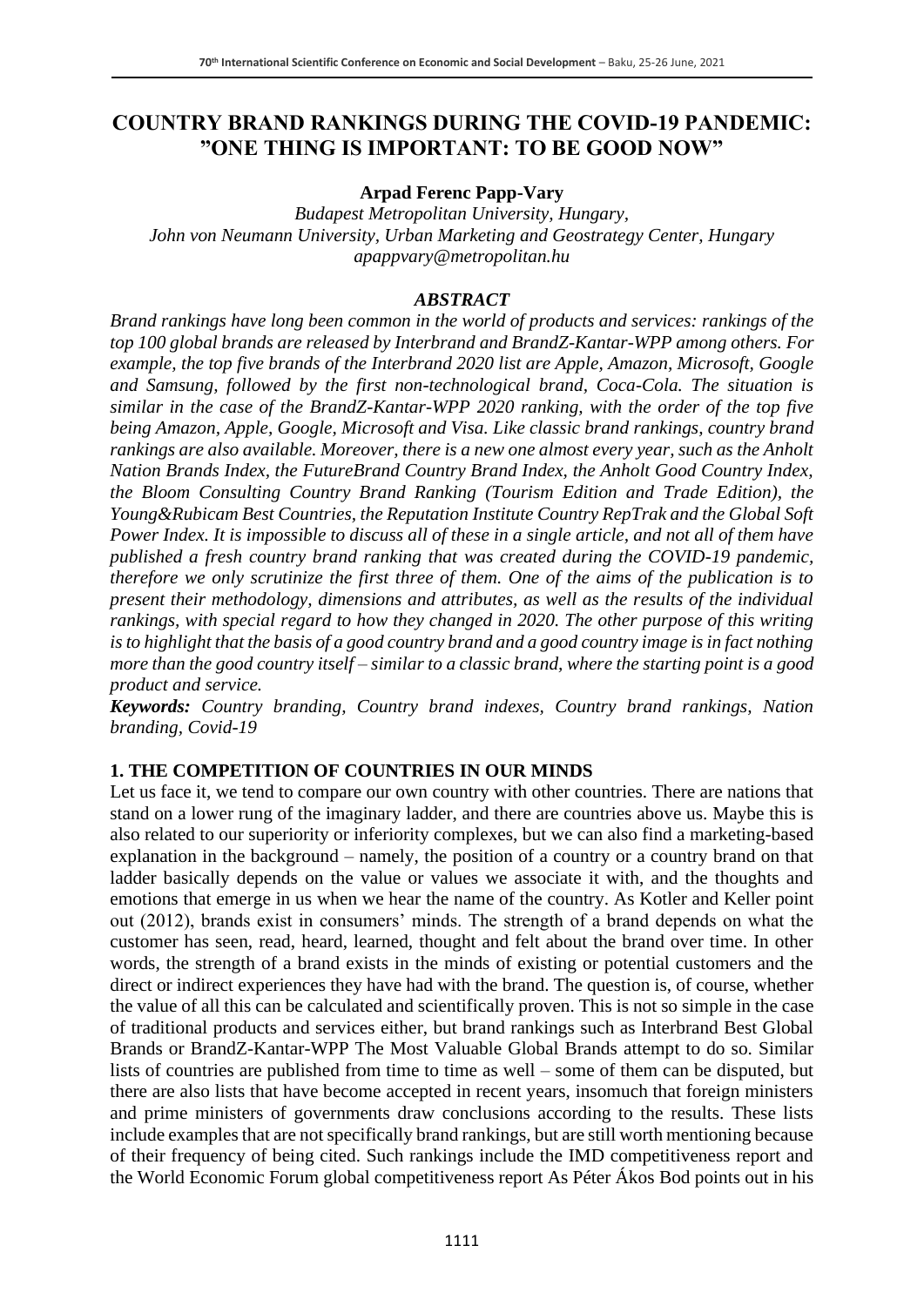# COUNTRY BRAND RANKINGS DURING THE COVID-19 PANDEMIC: "ONE THING IS IMPORTANT: TO BE GOOD NOW"

**Arpad Ferenc Papp-Vary**

*Budapest Metropolitan University, Hungary,*
*John von Neumann University, Urban Marketing and Geostrategy Center, Hungary*
*apappvary@metropolitan.hu*

### *ABSTRACT*

*Brand rankings have long been common in the world of products and services: rankings of the top 100 global brands are released by Interbrand and BrandZ-Kantar-WPP among others. For example, the top five brands of the Interbrand 2020 list are Apple, Amazon, Microsoft, Google and Samsung, followed by the first non-technological brand, Coca-Cola. The situation is similar in the case of the BrandZ-Kantar-WPP 2020 ranking, with the order of the top five being Amazon, Apple, Google, Microsoft and Visa. Like classic brand rankings, country brand rankings are also available. Moreover, there is a new one almost every year, such as the Anholt Nation Brands Index, the FutureBrand Country Brand Index, the Anholt Good Country Index, the Bloom Consulting Country Brand Ranking (Tourism Edition and Trade Edition), the Young&Rubicam Best Countries, the Reputation Institute Country RepTrak and the Global Soft Power Index. It is impossible to discuss all of these in a single article, and not all of them have published a fresh country brand ranking that was created during the COVID-19 pandemic, therefore we only scrutinize the first three of them. One of the aims of the publication is to present their methodology, dimensions and attributes, as well as the results of the individual rankings, with special regard to how they changed in 2020. The other purpose of this writing is to highlight that the basis of a good country brand and a good country image is in fact nothing more than the good country itself – similar to a classic brand, where the starting point is a good product and service.*

***Keywords:*** *Country branding, Country brand indexes, Country brand rankings, Nation branding, Covid-19*

## 1. THE COMPETITION OF COUNTRIES IN OUR MINDS

Let us face it, we tend to compare our own country with other countries. There are nations that stand on a lower rung of the imaginary ladder, and there are countries above us. Maybe this is also related to our superiority or inferiority complexes, but we can also find a marketing-based explanation in the background – namely, the position of a country or a country brand on that ladder basically depends on the value or values we associate it with, and the thoughts and emotions that emerge in us when we hear the name of the country. As Kotler and Keller point out (2012), brands exist in consumers' minds. The strength of a brand depends on what the customer has seen, read, heard, learned, thought and felt about the brand over time. In other words, the strength of a brand exists in the minds of existing or potential customers and the direct or indirect experiences they have had with the brand. The question is, of course, whether the value of all this can be calculated and scientifically proven. This is not so simple in the case of traditional products and services either, but brand rankings such as Interbrand Best Global Brands or BrandZ-Kantar-WPP The Most Valuable Global Brands attempt to do so. Similar lists of countries are published from time to time as well – some of them can be disputed, but there are also lists that have become accepted in recent years, insomuch that foreign ministers and prime ministers of governments draw conclusions according to the results. These lists include examples that are not specifically brand rankings, but are still worth mentioning because of their frequency of being cited. Such rankings include the IMD competitiveness report and the World Economic Forum global competitiveness report As Péter Ákos Bod points out in his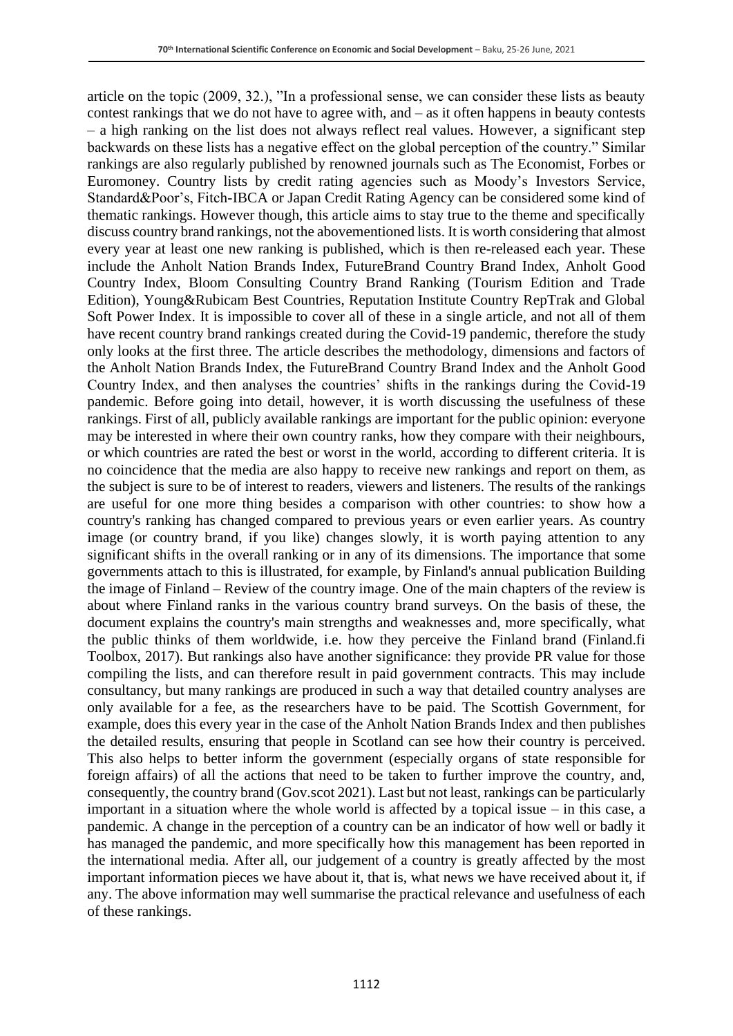article on the topic (2009, 32.), "In a professional sense, we can consider these lists as beauty contest rankings that we do not have to agree with, and – as it often happens in beauty contests – a high ranking on the list does not always reflect real values. However, a significant step backwards on these lists has a negative effect on the global perception of the country." Similar rankings are also regularly published by renowned journals such as The Economist, Forbes or Euromoney. Country lists by credit rating agencies such as Moody's Investors Service, Standard&Poor's, Fitch-IBCA or Japan Credit Rating Agency can be considered some kind of thematic rankings. However though, this article aims to stay true to the theme and specifically discuss country brand rankings, not the abovementioned lists. It is worth considering that almost every year at least one new ranking is published, which is then re-released each year. These include the Anholt Nation Brands Index, FutureBrand Country Brand Index, Anholt Good Country Index, Bloom Consulting Country Brand Ranking (Tourism Edition and Trade Edition), Young&Rubicam Best Countries, Reputation Institute Country RepTrak and Global Soft Power Index. It is impossible to cover all of these in a single article, and not all of them have recent country brand rankings created during the Covid-19 pandemic, therefore the study only looks at the first three. The article describes the methodology, dimensions and factors of the Anholt Nation Brands Index, the FutureBrand Country Brand Index and the Anholt Good Country Index, and then analyses the countries' shifts in the rankings during the Covid-19 pandemic. Before going into detail, however, it is worth discussing the usefulness of these rankings. First of all, publicly available rankings are important for the public opinion: everyone may be interested in where their own country ranks, how they compare with their neighbours, or which countries are rated the best or worst in the world, according to different criteria. It is no coincidence that the media are also happy to receive new rankings and report on them, as the subject is sure to be of interest to readers, viewers and listeners. The results of the rankings are useful for one more thing besides a comparison with other countries: to show how a country's ranking has changed compared to previous years or even earlier years. As country image (or country brand, if you like) changes slowly, it is worth paying attention to any significant shifts in the overall ranking or in any of its dimensions. The importance that some governments attach to this is illustrated, for example, by Finland's annual publication Building the image of Finland – Review of the country image. One of the main chapters of the review is about where Finland ranks in the various country brand surveys. On the basis of these, the document explains the country's main strengths and weaknesses and, more specifically, what the public thinks of them worldwide, i.e. how they perceive the Finland brand (Finland.fi Toolbox, 2017). But rankings also have another significance: they provide PR value for those compiling the lists, and can therefore result in paid government contracts. This may include consultancy, but many rankings are produced in such a way that detailed country analyses are only available for a fee, as the researchers have to be paid. The Scottish Government, for example, does this every year in the case of the Anholt Nation Brands Index and then publishes the detailed results, ensuring that people in Scotland can see how their country is perceived. This also helps to better inform the government (especially organs of state responsible for foreign affairs) of all the actions that need to be taken to further improve the country, and, consequently, the country brand (Gov.scot 2021). Last but not least, rankings can be particularly important in a situation where the whole world is affected by a topical issue – in this case, a pandemic. A change in the perception of a country can be an indicator of how well or badly it has managed the pandemic, and more specifically how this management has been reported in the international media. After all, our judgement of a country is greatly affected by the most important information pieces we have about it, that is, what news we have received about it, if any. The above information may well summarise the practical relevance and usefulness of each of these rankings.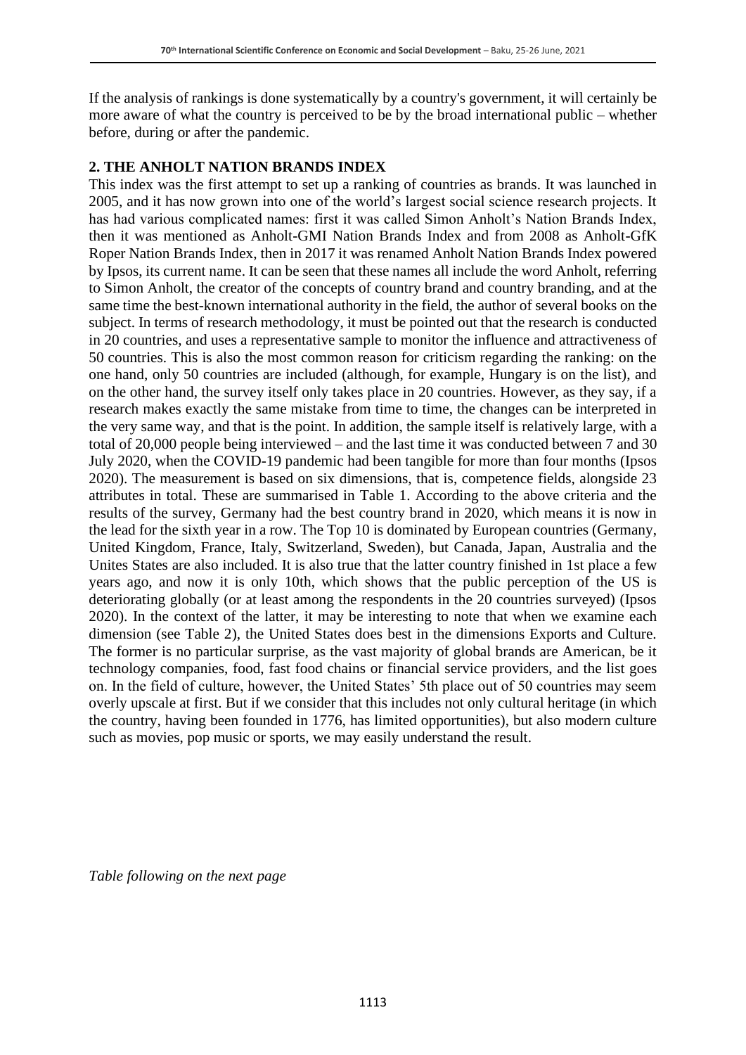If the analysis of rankings is done systematically by a country's government, it will certainly be more aware of what the country is perceived to be by the broad international public – whether before, during or after the pandemic.

## 2. THE ANHOLT NATION BRANDS INDEX

This index was the first attempt to set up a ranking of countries as brands. It was launched in 2005, and it has now grown into one of the world's largest social science research projects. It has had various complicated names: first it was called Simon Anholt's Nation Brands Index, then it was mentioned as Anholt-GMI Nation Brands Index and from 2008 as Anholt-GfK Roper Nation Brands Index, then in 2017 it was renamed Anholt Nation Brands Index powered by Ipsos, its current name. It can be seen that these names all include the word Anholt, referring to Simon Anholt, the creator of the concepts of country brand and country branding, and at the same time the best-known international authority in the field, the author of several books on the subject. In terms of research methodology, it must be pointed out that the research is conducted in 20 countries, and uses a representative sample to monitor the influence and attractiveness of 50 countries. This is also the most common reason for criticism regarding the ranking: on the one hand, only 50 countries are included (although, for example, Hungary is on the list), and on the other hand, the survey itself only takes place in 20 countries. However, as they say, if a research makes exactly the same mistake from time to time, the changes can be interpreted in the very same way, and that is the point. In addition, the sample itself is relatively large, with a total of 20,000 people being interviewed – and the last time it was conducted between 7 and 30 July 2020, when the COVID-19 pandemic had been tangible for more than four months (Ipsos 2020). The measurement is based on six dimensions, that is, competence fields, alongside 23 attributes in total. These are summarised in Table 1. According to the above criteria and the results of the survey, Germany had the best country brand in 2020, which means it is now in the lead for the sixth year in a row. The Top 10 is dominated by European countries (Germany, United Kingdom, France, Italy, Switzerland, Sweden), but Canada, Japan, Australia and the Unites States are also included. It is also true that the latter country finished in 1st place a few years ago, and now it is only 10th, which shows that the public perception of the US is deteriorating globally (or at least among the respondents in the 20 countries surveyed) (Ipsos 2020). In the context of the latter, it may be interesting to note that when we examine each dimension (see Table 2), the United States does best in the dimensions Exports and Culture. The former is no particular surprise, as the vast majority of global brands are American, be it technology companies, food, fast food chains or financial service providers, and the list goes on. In the field of culture, however, the United States' 5th place out of 50 countries may seem overly upscale at first. But if we consider that this includes not only cultural heritage (in which the country, having been founded in 1776, has limited opportunities), but also modern culture such as movies, pop music or sports, we may easily understand the result.

*Table following on the next page*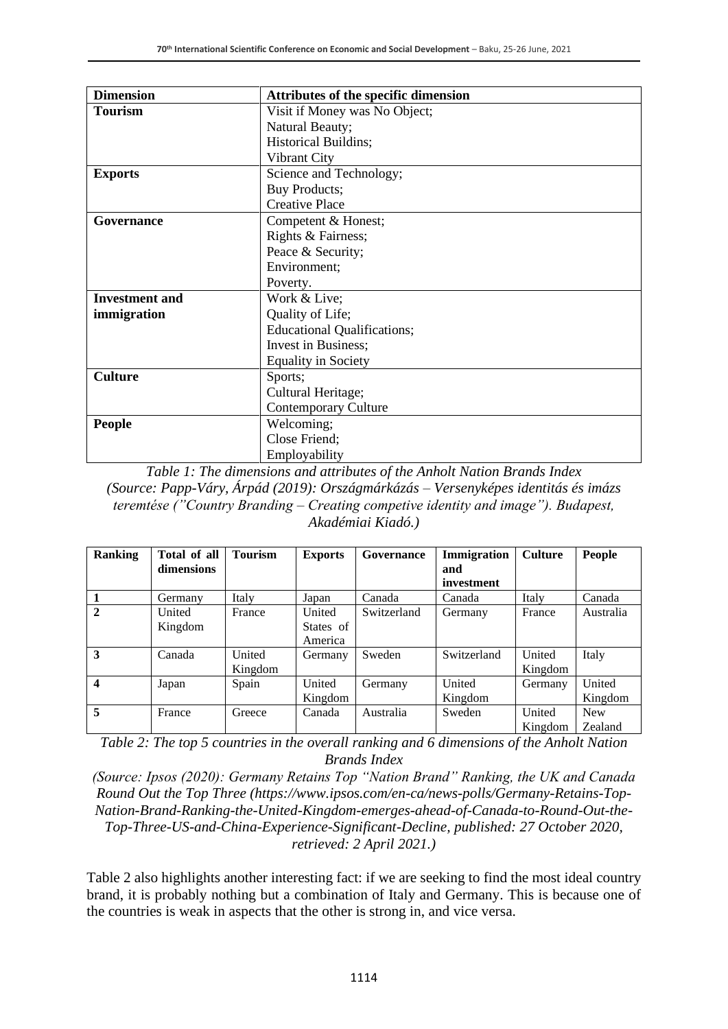| Dimension | Attributes of the specific dimension |
| --- | --- |
| **Tourism** | Visit if Money was No Object;<br>Natural Beauty;<br>Historical Buildins;<br>Vibrant City |
| **Exports** | Science and Technology;<br>Buy Products;<br>Creative Place |
| **Governance** | Competent & Honest;<br>Rights & Fairness;<br>Peace & Security;<br>Environment;<br>Poverty. |
| **Investment and immigration** | Work & Live;<br>Quality of Life;<br>Educational Qualifications;<br>Invest in Business;<br>Equality in Society |
| **Culture** | Sports;<br>Cultural Heritage;<br>Contemporary Culture |
| **People** | Welcoming;<br>Close Friend;<br>Employability |

*Table 1: The dimensions and attributes of the Anholt Nation Brands Index (Source: Papp-Váry, Árpád (2019): Országmárkázás – Versenyképes identitás és imázs teremtése ("Country Branding – Creating competive identity and image"). Budapest, Akadémiai Kiadó.)*

| Ranking | Total of all dimensions | Tourism | Exports | Governance | Immigration and investment | Culture | People |
| --- | --- | --- | --- | --- | --- | --- | --- |
| **1** | Germany | Italy | Japan | Canada | Canada | Italy | Canada |
| **2** | United Kingdom | France | United States of America | Switzerland | Germany | France | Australia |
| **3** | Canada | United Kingdom | Germany | Sweden | Switzerland | United Kingdom | Italy |
| **4** | Japan | Spain | United Kingdom | Germany | United Kingdom | Germany | United Kingdom |
| **5** | France | Greece | Canada | Australia | Sweden | United Kingdom | New Zealand |

*Table 2: The top 5 countries in the overall ranking and 6 dimensions of the Anholt Nation Brands Index*

*(Source: Ipsos (2020): Germany Retains Top "Nation Brand" Ranking, the UK and Canada Round Out the Top Three (https://www.ipsos.com/en-ca/news-polls/Germany-Retains-Top-Nation-Brand-Ranking-the-United-Kingdom-emerges-ahead-of-Canada-to-Round-Out-the-Top-Three-US-and-China-Experience-Significant-Decline, published: 27 October 2020, retrieved: 2 April 2021.)*

Table 2 also highlights another interesting fact: if we are seeking to find the most ideal country brand, it is probably nothing but a combination of Italy and Germany. This is because one of the countries is weak in aspects that the other is strong in, and vice versa.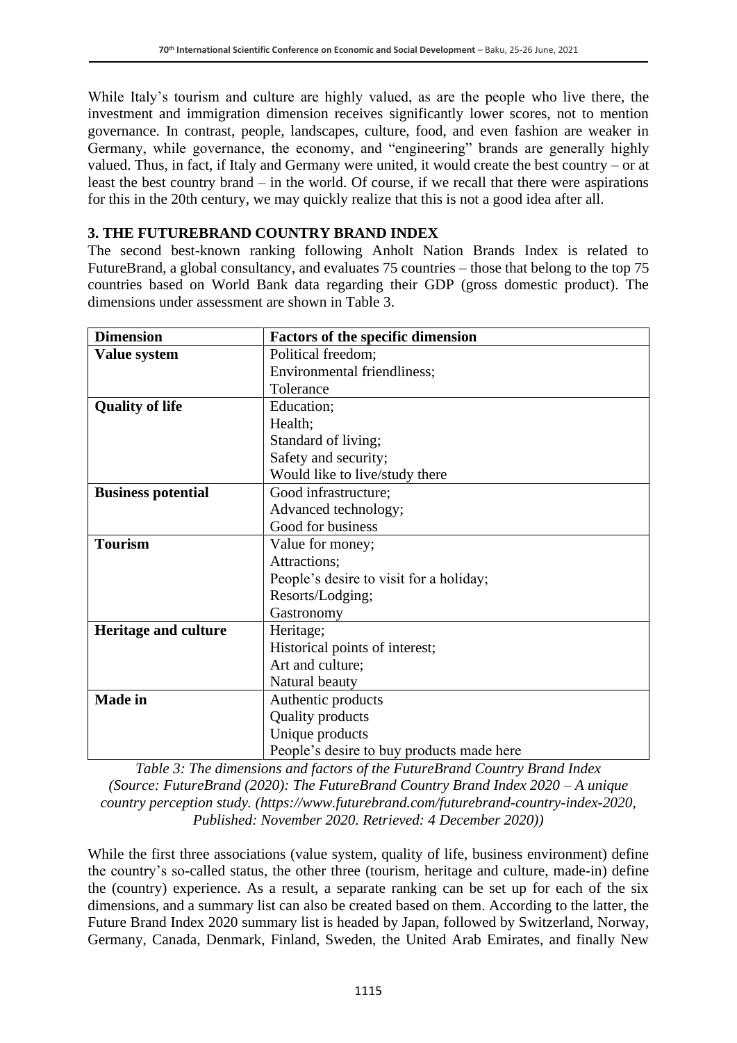While Italy's tourism and culture are highly valued, as are the people who live there, the investment and immigration dimension receives significantly lower scores, not to mention governance. In contrast, people, landscapes, culture, food, and even fashion are weaker in Germany, while governance, the economy, and "engineering" brands are generally highly valued. Thus, in fact, if Italy and Germany were united, it would create the best country – or at least the best country brand – in the world. Of course, if we recall that there were aspirations for this in the 20th century, we may quickly realize that this is not a good idea after all.

## 3. THE FUTUREBRAND COUNTRY BRAND INDEX

The second best-known ranking following Anholt Nation Brands Index is related to FutureBrand, a global consultancy, and evaluates 75 countries – those that belong to the top 75 countries based on World Bank data regarding their GDP (gross domestic product). The dimensions under assessment are shown in Table 3.

| Dimension | Factors of the specific dimension |
|---|---|
| **Value system** | Political freedom;<br>Environmental friendliness;<br>Tolerance |
| **Quality of life** | Education;<br>Health;<br>Standard of living;<br>Safety and security;<br>Would like to live/study there |
| **Business potential** | Good infrastructure;<br>Advanced technology;<br>Good for business |
| **Tourism** | Value for money;<br>Attractions;<br>People's desire to visit for a holiday;<br>Resorts/Lodging;<br>Gastronomy |
| **Heritage and culture** | Heritage;<br>Historical points of interest;<br>Art and culture;<br>Natural beauty |
| **Made in** | Authentic products<br>Quality products<br>Unique products<br>People's desire to buy products made here |

*Table 3: The dimensions and factors of the FutureBrand Country Brand Index (Source: FutureBrand (2020): The FutureBrand Country Brand Index 2020 – A unique country perception study. (https://www.futurebrand.com/futurebrand-country-index-2020, Published: November 2020. Retrieved: 4 December 2020))*

While the first three associations (value system, quality of life, business environment) define the country's so-called status, the other three (tourism, heritage and culture, made-in) define the (country) experience. As a result, a separate ranking can be set up for each of the six dimensions, and a summary list can also be created based on them. According to the latter, the Future Brand Index 2020 summary list is headed by Japan, followed by Switzerland, Norway, Germany, Canada, Denmark, Finland, Sweden, the United Arab Emirates, and finally New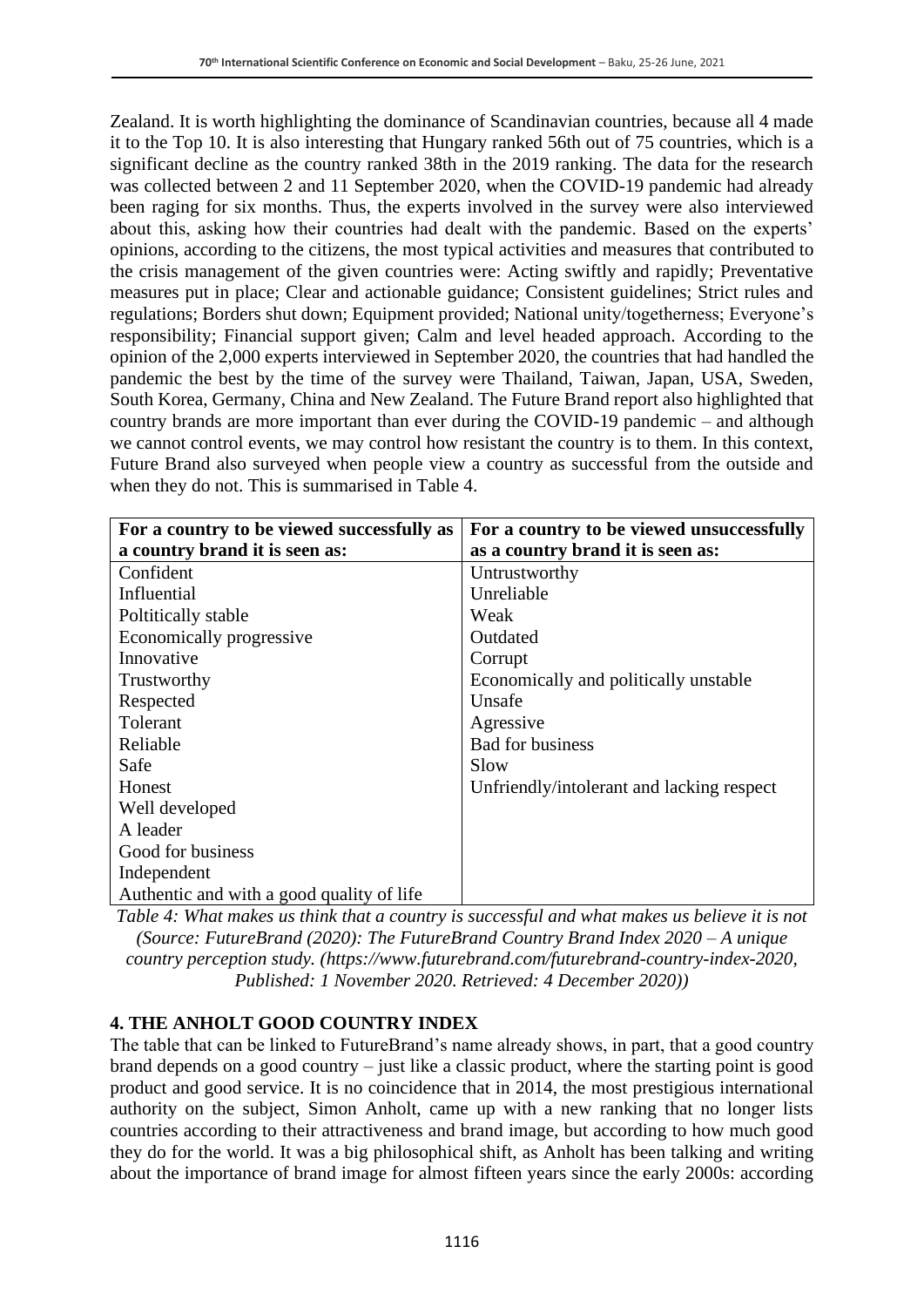Zealand. It is worth highlighting the dominance of Scandinavian countries, because all 4 made it to the Top 10. It is also interesting that Hungary ranked 56th out of 75 countries, which is a significant decline as the country ranked 38th in the 2019 ranking. The data for the research was collected between 2 and 11 September 2020, when the COVID-19 pandemic had already been raging for six months. Thus, the experts involved in the survey were also interviewed about this, asking how their countries had dealt with the pandemic. Based on the experts' opinions, according to the citizens, the most typical activities and measures that contributed to the crisis management of the given countries were: Acting swiftly and rapidly; Preventative measures put in place; Clear and actionable guidance; Consistent guidelines; Strict rules and regulations; Borders shut down; Equipment provided; National unity/togetherness; Everyone's responsibility; Financial support given; Calm and level headed approach. According to the opinion of the 2,000 experts interviewed in September 2020, the countries that had handled the pandemic the best by the time of the survey were Thailand, Taiwan, Japan, USA, Sweden, South Korea, Germany, China and New Zealand. The Future Brand report also highlighted that country brands are more important than ever during the COVID-19 pandemic – and although we cannot control events, we may control how resistant the country is to them. In this context, Future Brand also surveyed when people view a country as successful from the outside and when they do not. This is summarised in Table 4.

| For a country to be viewed successfully as a country brand it is seen as: | For a country to be viewed unsuccessfully as a country brand it is seen as: |
|---|---|
| Confident | Untrustworthy |
| Influential | Unreliable |
| Poltitically stable | Weak |
| Economically progressive | Outdated |
| Innovative | Corrupt |
| Trustworthy | Economically and politically unstable |
| Respected | Unsafe |
| Tolerant | Agressive |
| Reliable | Bad for business |
| Safe | Slow |
| Honest | Unfriendly/intolerant and lacking respect |
| Well developed | |
| A leader | |
| Good for business | |
| Independent | |
| Authentic and with a good quality of life | |

*Table 4: What makes us think that a country is successful and what makes us believe it is not (Source: FutureBrand (2020): The FutureBrand Country Brand Index 2020 – A unique country perception study. (https://www.futurebrand.com/futurebrand-country-index-2020, Published: 1 November 2020. Retrieved: 4 December 2020))*

## 4. THE ANHOLT GOOD COUNTRY INDEX

The table that can be linked to FutureBrand's name already shows, in part, that a good country brand depends on a good country – just like a classic product, where the starting point is good product and good service. It is no coincidence that in 2014, the most prestigious international authority on the subject, Simon Anholt, came up with a new ranking that no longer lists countries according to their attractiveness and brand image, but according to how much good they do for the world. It was a big philosophical shift, as Anholt has been talking and writing about the importance of brand image for almost fifteen years since the early 2000s: according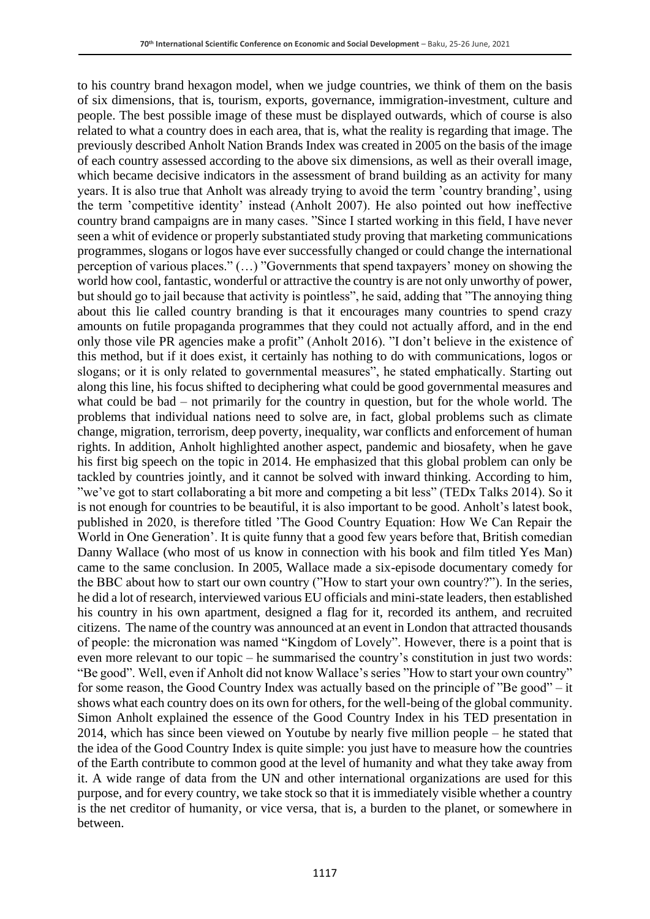to his country brand hexagon model, when we judge countries, we think of them on the basis of six dimensions, that is, tourism, exports, governance, immigration-investment, culture and people. The best possible image of these must be displayed outwards, which of course is also related to what a country does in each area, that is, what the reality is regarding that image. The previously described Anholt Nation Brands Index was created in 2005 on the basis of the image of each country assessed according to the above six dimensions, as well as their overall image, which became decisive indicators in the assessment of brand building as an activity for many years. It is also true that Anholt was already trying to avoid the term 'country branding', using the term 'competitive identity' instead (Anholt 2007). He also pointed out how ineffective country brand campaigns are in many cases. "Since I started working in this field, I have never seen a whit of evidence or properly substantiated study proving that marketing communications programmes, slogans or logos have ever successfully changed or could change the international perception of various places." (…) "Governments that spend taxpayers' money on showing the world how cool, fantastic, wonderful or attractive the country is are not only unworthy of power, but should go to jail because that activity is pointless", he said, adding that "The annoying thing about this lie called country branding is that it encourages many countries to spend crazy amounts on futile propaganda programmes that they could not actually afford, and in the end only those vile PR agencies make a profit" (Anholt 2016). "I don't believe in the existence of this method, but if it does exist, it certainly has nothing to do with communications, logos or slogans; or it is only related to governmental measures", he stated emphatically. Starting out along this line, his focus shifted to deciphering what could be good governmental measures and what could be bad – not primarily for the country in question, but for the whole world. The problems that individual nations need to solve are, in fact, global problems such as climate change, migration, terrorism, deep poverty, inequality, war conflicts and enforcement of human rights. In addition, Anholt highlighted another aspect, pandemic and biosafety, when he gave his first big speech on the topic in 2014. He emphasized that this global problem can only be tackled by countries jointly, and it cannot be solved with inward thinking. According to him, "we've got to start collaborating a bit more and competing a bit less" (TEDx Talks 2014). So it is not enough for countries to be beautiful, it is also important to be good. Anholt's latest book, published in 2020, is therefore titled 'The Good Country Equation: How We Can Repair the World in One Generation'. It is quite funny that a good few years before that, British comedian Danny Wallace (who most of us know in connection with his book and film titled Yes Man) came to the same conclusion. In 2005, Wallace made a six-episode documentary comedy for the BBC about how to start our own country ("How to start your own country?"). In the series, he did a lot of research, interviewed various EU officials and mini-state leaders, then established his country in his own apartment, designed a flag for it, recorded its anthem, and recruited citizens. The name of the country was announced at an event in London that attracted thousands of people: the micronation was named "Kingdom of Lovely". However, there is a point that is even more relevant to our topic – he summarised the country's constitution in just two words: "Be good". Well, even if Anholt did not know Wallace's series "How to start your own country" for some reason, the Good Country Index was actually based on the principle of "Be good" – it shows what each country does on its own for others, for the well-being of the global community. Simon Anholt explained the essence of the Good Country Index in his TED presentation in 2014, which has since been viewed on Youtube by nearly five million people – he stated that the idea of the Good Country Index is quite simple: you just have to measure how the countries of the Earth contribute to common good at the level of humanity and what they take away from it. A wide range of data from the UN and other international organizations are used for this purpose, and for every country, we take stock so that it is immediately visible whether a country is the net creditor of humanity, or vice versa, that is, a burden to the planet, or somewhere in between.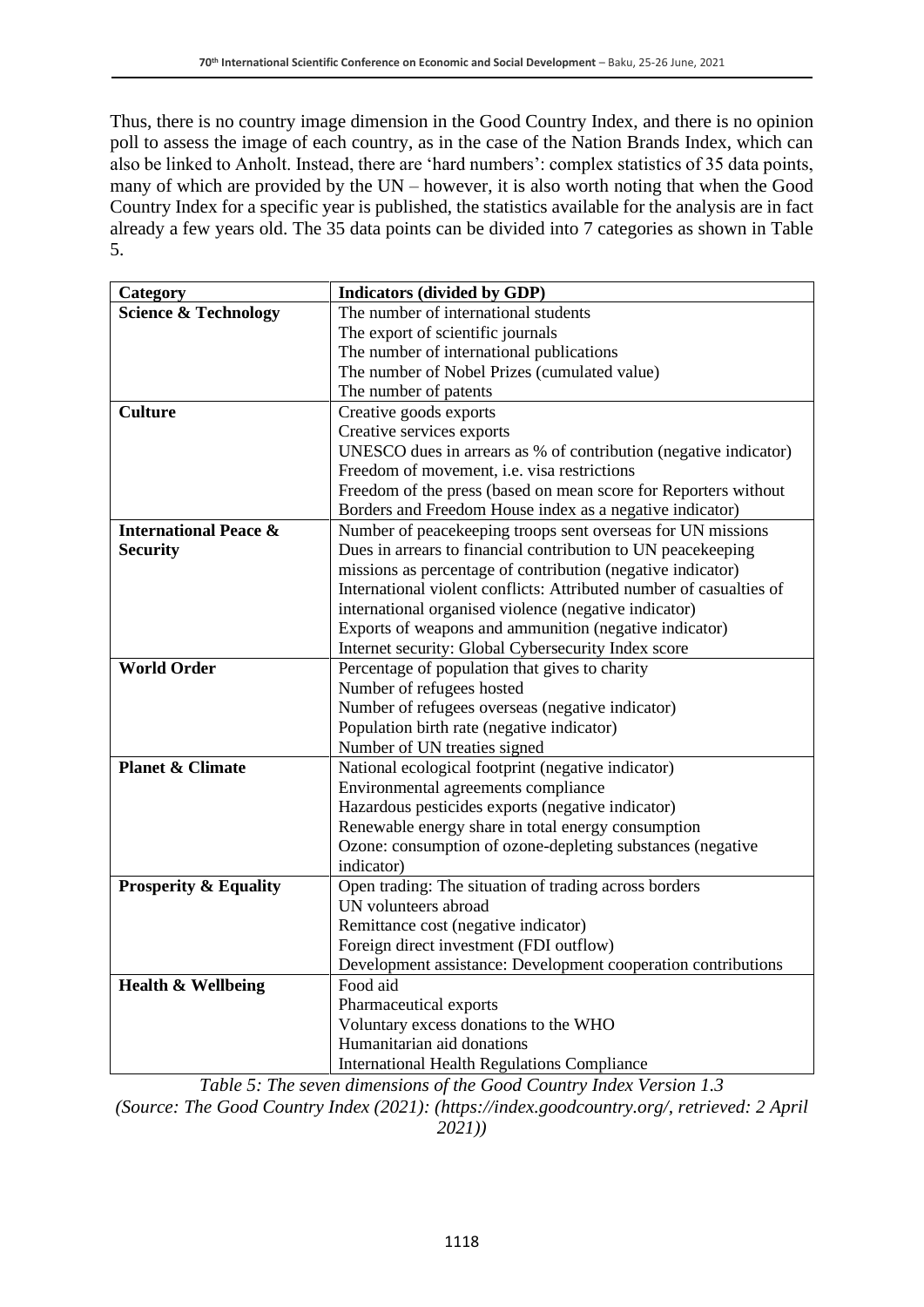Thus, there is no country image dimension in the Good Country Index, and there is no opinion poll to assess the image of each country, as in the case of the Nation Brands Index, which can also be linked to Anholt. Instead, there are 'hard numbers': complex statistics of 35 data points, many of which are provided by the UN – however, it is also worth noting that when the Good Country Index for a specific year is published, the statistics available for the analysis are in fact already a few years old. The 35 data points can be divided into 7 categories as shown in Table 5.

| Category | Indicators (divided by GDP) |
|---|---|
| **Science & Technology** | The number of international students |
| | The export of scientific journals |
| | The number of international publications |
| | The number of Nobel Prizes (cumulated value) |
| | The number of patents |
| **Culture** | Creative goods exports |
| | Creative services exports |
| | UNESCO dues in arrears as % of contribution (negative indicator) |
| | Freedom of movement, i.e. visa restrictions |
| | Freedom of the press (based on mean score for Reporters without Borders and Freedom House index as a negative indicator) |
| **International Peace & Security** | Number of peacekeeping troops sent overseas for UN missions |
| | Dues in arrears to financial contribution to UN peacekeeping missions as percentage of contribution (negative indicator) |
| | International violent conflicts: Attributed number of casualties of international organised violence (negative indicator) |
| | Exports of weapons and ammunition (negative indicator) |
| | Internet security: Global Cybersecurity Index score |
| **World Order** | Percentage of population that gives to charity |
| | Number of refugees hosted |
| | Number of refugees overseas (negative indicator) |
| | Population birth rate (negative indicator) |
| | Number of UN treaties signed |
| **Planet & Climate** | National ecological footprint (negative indicator) |
| | Environmental agreements compliance |
| | Hazardous pesticides exports (negative indicator) |
| | Renewable energy share in total energy consumption |
| | Ozone: consumption of ozone-depleting substances (negative indicator) |
| **Prosperity & Equality** | Open trading: The situation of trading across borders |
| | UN volunteers abroad |
| | Remittance cost (negative indicator) |
| | Foreign direct investment (FDI outflow) |
| | Development assistance: Development cooperation contributions |
| **Health & Wellbeing** | Food aid |
| | Pharmaceutical exports |
| | Voluntary excess donations to the WHO |
| | Humanitarian aid donations |
| | International Health Regulations Compliance |

*Table 5: The seven dimensions of the Good Country Index Version 1.3*
*(Source: The Good Country Index (2021): (https://index.goodcountry.org/, retrieved: 2 April 2021))*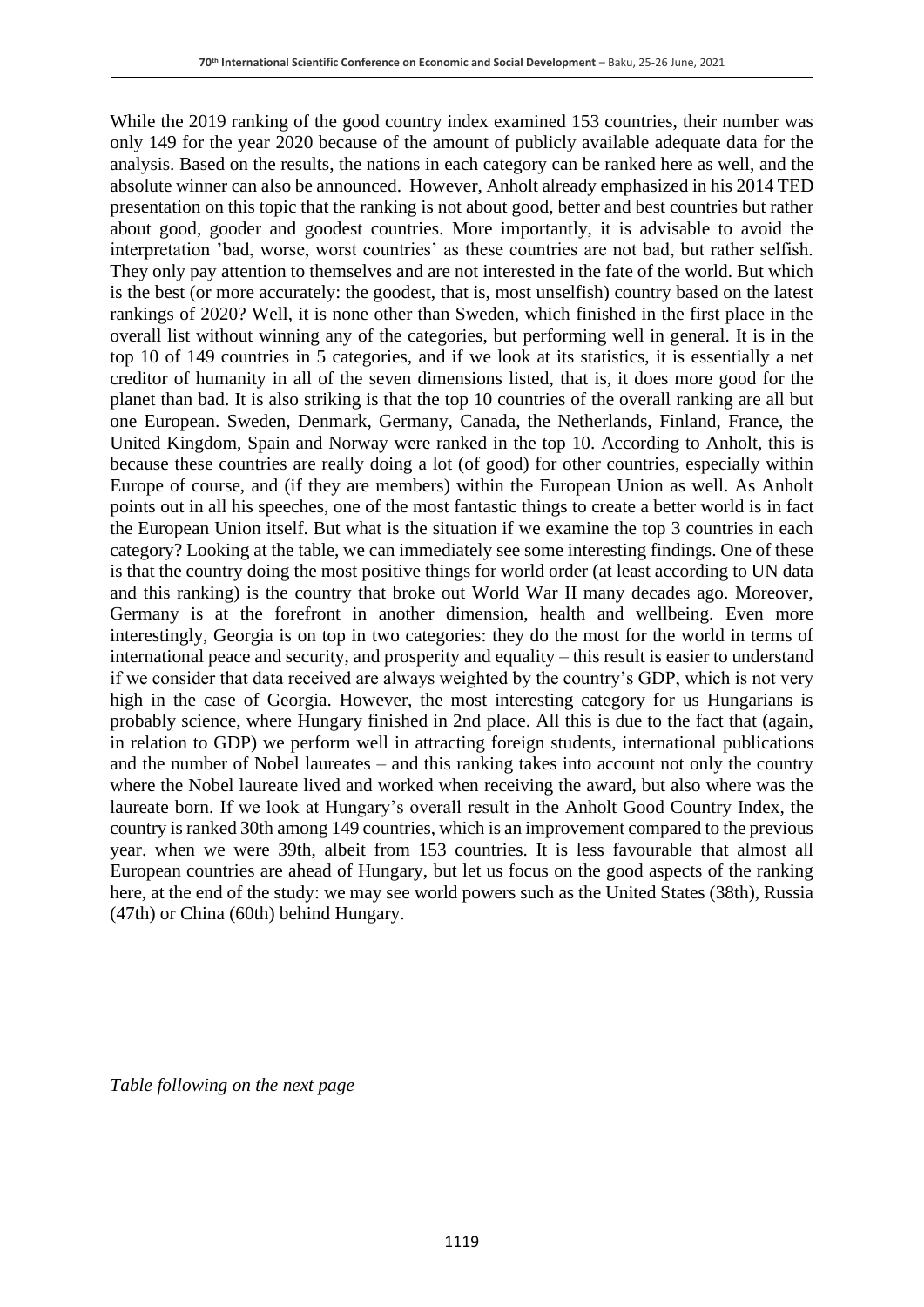While the 2019 ranking of the good country index examined 153 countries, their number was only 149 for the year 2020 because of the amount of publicly available adequate data for the analysis. Based on the results, the nations in each category can be ranked here as well, and the absolute winner can also be announced. However, Anholt already emphasized in his 2014 TED presentation on this topic that the ranking is not about good, better and best countries but rather about good, gooder and goodest countries. More importantly, it is advisable to avoid the interpretation 'bad, worse, worst countries' as these countries are not bad, but rather selfish. They only pay attention to themselves and are not interested in the fate of the world. But which is the best (or more accurately: the goodest, that is, most unselfish) country based on the latest rankings of 2020? Well, it is none other than Sweden, which finished in the first place in the overall list without winning any of the categories, but performing well in general. It is in the top 10 of 149 countries in 5 categories, and if we look at its statistics, it is essentially a net creditor of humanity in all of the seven dimensions listed, that is, it does more good for the planet than bad. It is also striking is that the top 10 countries of the overall ranking are all but one European. Sweden, Denmark, Germany, Canada, the Netherlands, Finland, France, the United Kingdom, Spain and Norway were ranked in the top 10. According to Anholt, this is because these countries are really doing a lot (of good) for other countries, especially within Europe of course, and (if they are members) within the European Union as well. As Anholt points out in all his speeches, one of the most fantastic things to create a better world is in fact the European Union itself. But what is the situation if we examine the top 3 countries in each category? Looking at the table, we can immediately see some interesting findings. One of these is that the country doing the most positive things for world order (at least according to UN data and this ranking) is the country that broke out World War II many decades ago. Moreover, Germany is at the forefront in another dimension, health and wellbeing. Even more interestingly, Georgia is on top in two categories: they do the most for the world in terms of international peace and security, and prosperity and equality – this result is easier to understand if we consider that data received are always weighted by the country's GDP, which is not very high in the case of Georgia. However, the most interesting category for us Hungarians is probably science, where Hungary finished in 2nd place. All this is due to the fact that (again, in relation to GDP) we perform well in attracting foreign students, international publications and the number of Nobel laureates – and this ranking takes into account not only the country where the Nobel laureate lived and worked when receiving the award, but also where was the laureate born. If we look at Hungary's overall result in the Anholt Good Country Index, the country is ranked 30th among 149 countries, which is an improvement compared to the previous year. when we were 39th, albeit from 153 countries. It is less favourable that almost all European countries are ahead of Hungary, but let us focus on the good aspects of the ranking here, at the end of the study: we may see world powers such as the United States (38th), Russia (47th) or China (60th) behind Hungary.

*Table following on the next page*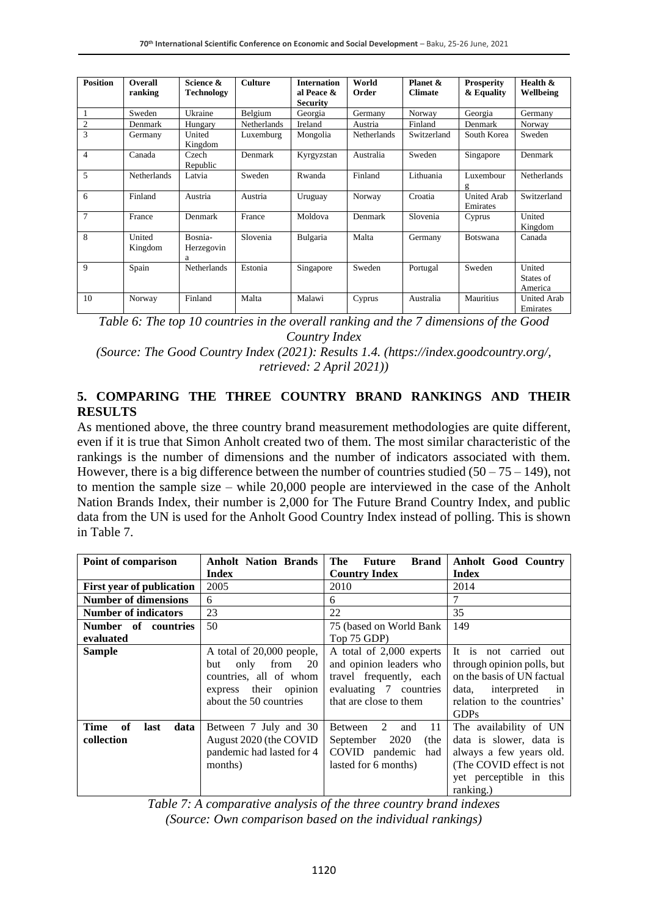| Position | Overall ranking | Science & Technology | Culture | International Peace & Security | World Order | Planet & Climate | Prosperity & Equality | Health & Wellbeing |
|---|---|---|---|---|---|---|---|---|
| 1 | Sweden | Ukraine | Belgium | Georgia | Germany | Norway | Georgia | Germany |
| 2 | Denmark | Hungary | Netherlands | Ireland | Austria | Finland | Denmark | Norway |
| 3 | Germany | United Kingdom | Luxemburg | Mongolia | Netherlands | Switzerland | South Korea | Sweden |
| 4 | Canada | Czech Republic | Denmark | Kyrgyzstan | Australia | Sweden | Singapore | Denmark |
| 5 | Netherlands | Latvia | Sweden | Rwanda | Finland | Lithuania | Luxembourg | Netherlands |
| 6 | Finland | Austria | Austria | Uruguay | Norway | Croatia | United Arab Emirates | Switzerland |
| 7 | France | Denmark | France | Moldova | Denmark | Slovenia | Cyprus | United Kingdom |
| 8 | United Kingdom | Bosnia-Herzegovina | Slovenia | Bulgaria | Malta | Germany | Botswana | Canada |
| 9 | Spain | Netherlands | Estonia | Singapore | Sweden | Portugal | Sweden | United States of America |
| 10 | Norway | Finland | Malta | Malawi | Cyprus | Australia | Mauritius | United Arab Emirates |

*Table 6: The top 10 countries in the overall ranking and the 7 dimensions of the Good Country Index*
*(Source: The Good Country Index (2021): Results 1.4. (https://index.goodcountry.org/, retrieved: 2 April 2021))*

## 5. COMPARING THE THREE COUNTRY BRAND RANKINGS AND THEIR RESULTS

As mentioned above, the three country brand measurement methodologies are quite different, even if it is true that Simon Anholt created two of them. The most similar characteristic of the rankings is the number of dimensions and the number of indicators associated with them. However, there is a big difference between the number of countries studied (50 – 75 – 149), not to mention the sample size – while 20,000 people are interviewed in the case of the Anholt Nation Brands Index, their number is 2,000 for The Future Brand Country Index, and public data from the UN is used for the Anholt Good Country Index instead of polling. This is shown in Table 7.

| Point of comparison | Anholt Nation Brands Index | The Future Brand Country Index | Anholt Good Country Index |
|---|---|---|---|
| **First year of publication** | 2005 | 2010 | 2014 |
| **Number of dimensions** | 6 | 6 | 7 |
| **Number of indicators** | 23 | 22 | 35 |
| **Number of countries evaluated** | 50 | 75 (based on World Bank Top 75 GDP) | 149 |
| **Sample** | A total of 20,000 people, but only from 20 countries, all of whom express their opinion about the 50 countries | A total of 2,000 experts and opinion leaders who travel frequently, each evaluating 7 countries that are close to them | It is not carried out through opinion polls, but on the basis of UN factual data, interpreted in relation to the countries' GDPs |
| **Time of last data collection** | Between 7 July and 30 August 2020 (the COVID pandemic had lasted for 4 months) | Between 2 and 11 September 2020 (the COVID pandemic had lasted for 6 months) | The availability of UN data is slower, data is always a few years old. (The COVID effect is not yet perceptible in this ranking.) |

*Table 7: A comparative analysis of the three country brand indexes*
*(Source: Own comparison based on the individual rankings)*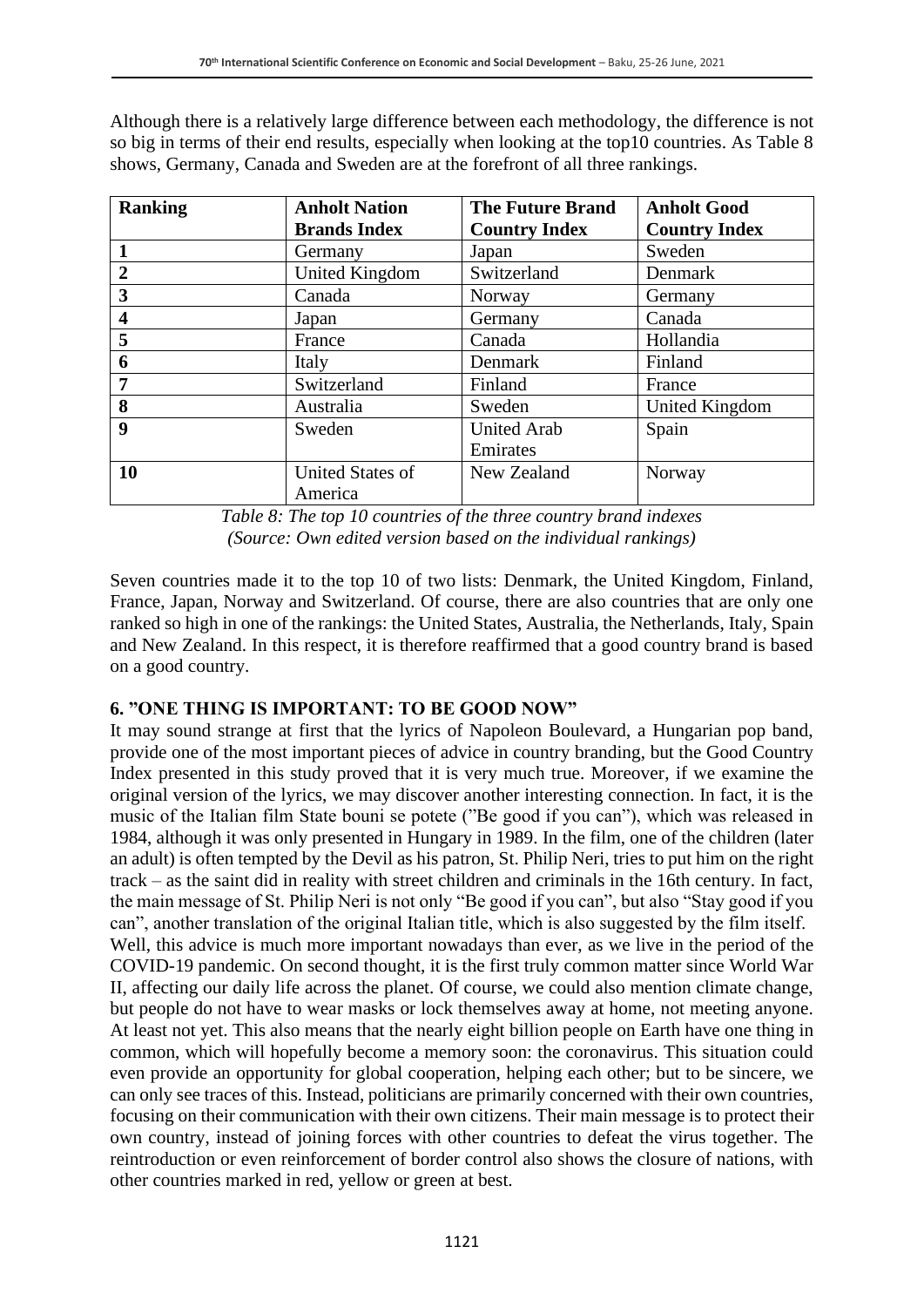Although there is a relatively large difference between each methodology, the difference is not so big in terms of their end results, especially when looking at the top10 countries. As Table 8 shows, Germany, Canada and Sweden are at the forefront of all three rankings.

| Ranking | Anholt Nation Brands Index | The Future Brand Country Index | Anholt Good Country Index |
|---|---|---|---|
| 1 | Germany | Japan | Sweden |
| 2 | United Kingdom | Switzerland | Denmark |
| 3 | Canada | Norway | Germany |
| 4 | Japan | Germany | Canada |
| 5 | France | Canada | Hollandia |
| 6 | Italy | Denmark | Finland |
| 7 | Switzerland | Finland | France |
| 8 | Australia | Sweden | United Kingdom |
| 9 | Sweden | United Arab Emirates | Spain |
| 10 | United States of America | New Zealand | Norway |

*Table 8: The top 10 countries of the three country brand indexes (Source: Own edited version based on the individual rankings)*

Seven countries made it to the top 10 of two lists: Denmark, the United Kingdom, Finland, France, Japan, Norway and Switzerland. Of course, there are also countries that are only one ranked so high in one of the rankings: the United States, Australia, the Netherlands, Italy, Spain and New Zealand. In this respect, it is therefore reaffirmed that a good country brand is based on a good country.

## 6. "ONE THING IS IMPORTANT: TO BE GOOD NOW"

It may sound strange at first that the lyrics of Napoleon Boulevard, a Hungarian pop band, provide one of the most important pieces of advice in country branding, but the Good Country Index presented in this study proved that it is very much true. Moreover, if we examine the original version of the lyrics, we may discover another interesting connection. In fact, it is the music of the Italian film State bouni se potete ("Be good if you can"), which was released in 1984, although it was only presented in Hungary in 1989. In the film, one of the children (later an adult) is often tempted by the Devil as his patron, St. Philip Neri, tries to put him on the right track – as the saint did in reality with street children and criminals in the 16th century. In fact, the main message of St. Philip Neri is not only "Be good if you can", but also "Stay good if you can", another translation of the original Italian title, which is also suggested by the film itself.

Well, this advice is much more important nowadays than ever, as we live in the period of the COVID-19 pandemic. On second thought, it is the first truly common matter since World War II, affecting our daily life across the planet. Of course, we could also mention climate change, but people do not have to wear masks or lock themselves away at home, not meeting anyone. At least not yet. This also means that the nearly eight billion people on Earth have one thing in common, which will hopefully become a memory soon: the coronavirus. This situation could even provide an opportunity for global cooperation, helping each other; but to be sincere, we can only see traces of this. Instead, politicians are primarily concerned with their own countries, focusing on their communication with their own citizens. Their main message is to protect their own country, instead of joining forces with other countries to defeat the virus together. The reintroduction or even reinforcement of border control also shows the closure of nations, with other countries marked in red, yellow or green at best.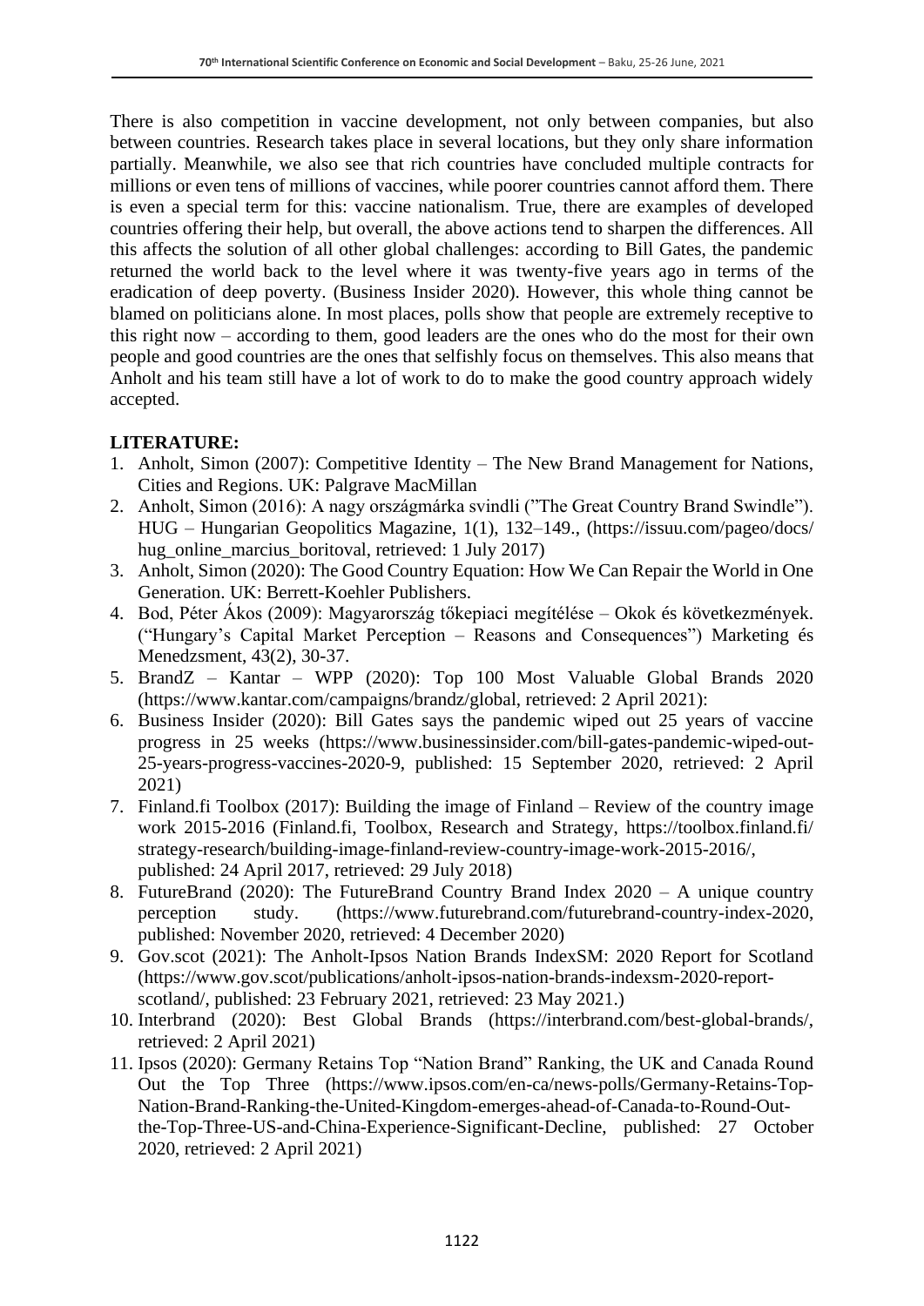There is also competition in vaccine development, not only between companies, but also between countries. Research takes place in several locations, but they only share information partially. Meanwhile, we also see that rich countries have concluded multiple contracts for millions or even tens of millions of vaccines, while poorer countries cannot afford them. There is even a special term for this: vaccine nationalism. True, there are examples of developed countries offering their help, but overall, the above actions tend to sharpen the differences. All this affects the solution of all other global challenges: according to Bill Gates, the pandemic returned the world back to the level where it was twenty-five years ago in terms of the eradication of deep poverty. (Business Insider 2020). However, this whole thing cannot be blamed on politicians alone. In most places, polls show that people are extremely receptive to this right now – according to them, good leaders are the ones who do the most for their own people and good countries are the ones that selfishly focus on themselves. This also means that Anholt and his team still have a lot of work to do to make the good country approach widely accepted.

**LITERATURE:**

1. Anholt, Simon (2007): Competitive Identity – The New Brand Management for Nations, Cities and Regions. UK: Palgrave MacMillan
2. Anholt, Simon (2016): A nagy országmárka svindli ("The Great Country Brand Swindle"). HUG – Hungarian Geopolitics Magazine, 1(1), 132–149., (https://issuu.com/pageo/docs/hug_online_marcius_boritoval, retrieved: 1 July 2017)
3. Anholt, Simon (2020): The Good Country Equation: How We Can Repair the World in One Generation. UK: Berrett-Koehler Publishers.
4. Bod, Péter Ákos (2009): Magyarország tőkepiaci megítélése – Okok és következmények. ("Hungary's Capital Market Perception – Reasons and Consequences") Marketing és Menedzsment, 43(2), 30-37.
5. BrandZ – Kantar – WPP (2020): Top 100 Most Valuable Global Brands 2020 (https://www.kantar.com/campaigns/brandz/global, retrieved: 2 April 2021):
6. Business Insider (2020): Bill Gates says the pandemic wiped out 25 years of vaccine progress in 25 weeks (https://www.businessinsider.com/bill-gates-pandemic-wiped-out-25-years-progress-vaccines-2020-9, published: 15 September 2020, retrieved: 2 April 2021)
7. Finland.fi Toolbox (2017): Building the image of Finland – Review of the country image work 2015-2016 (Finland.fi, Toolbox, Research and Strategy, https://toolbox.finland.fi/strategy-research/building-image-finland-review-country-image-work-2015-2016/, published: 24 April 2017, retrieved: 29 July 2018)
8. FutureBrand (2020): The FutureBrand Country Brand Index 2020 – A unique country perception study. (https://www.futurebrand.com/futurebrand-country-index-2020, published: November 2020, retrieved: 4 December 2020)
9. Gov.scot (2021): The Anholt-Ipsos Nation Brands IndexSM: 2020 Report for Scotland (https://www.gov.scot/publications/anholt-ipsos-nation-brands-indexsm-2020-report-scotland/, published: 23 February 2021, retrieved: 23 May 2021.)
10. Interbrand (2020): Best Global Brands (https://interbrand.com/best-global-brands/, retrieved: 2 April 2021)
11. Ipsos (2020): Germany Retains Top "Nation Brand" Ranking, the UK and Canada Round Out the Top Three (https://www.ipsos.com/en-ca/news-polls/Germany-Retains-Top-Nation-Brand-Ranking-the-United-Kingdom-emerges-ahead-of-Canada-to-Round-Out-the-Top-Three-US-and-China-Experience-Significant-Decline, published: 27 October 2020, retrieved: 2 April 2021)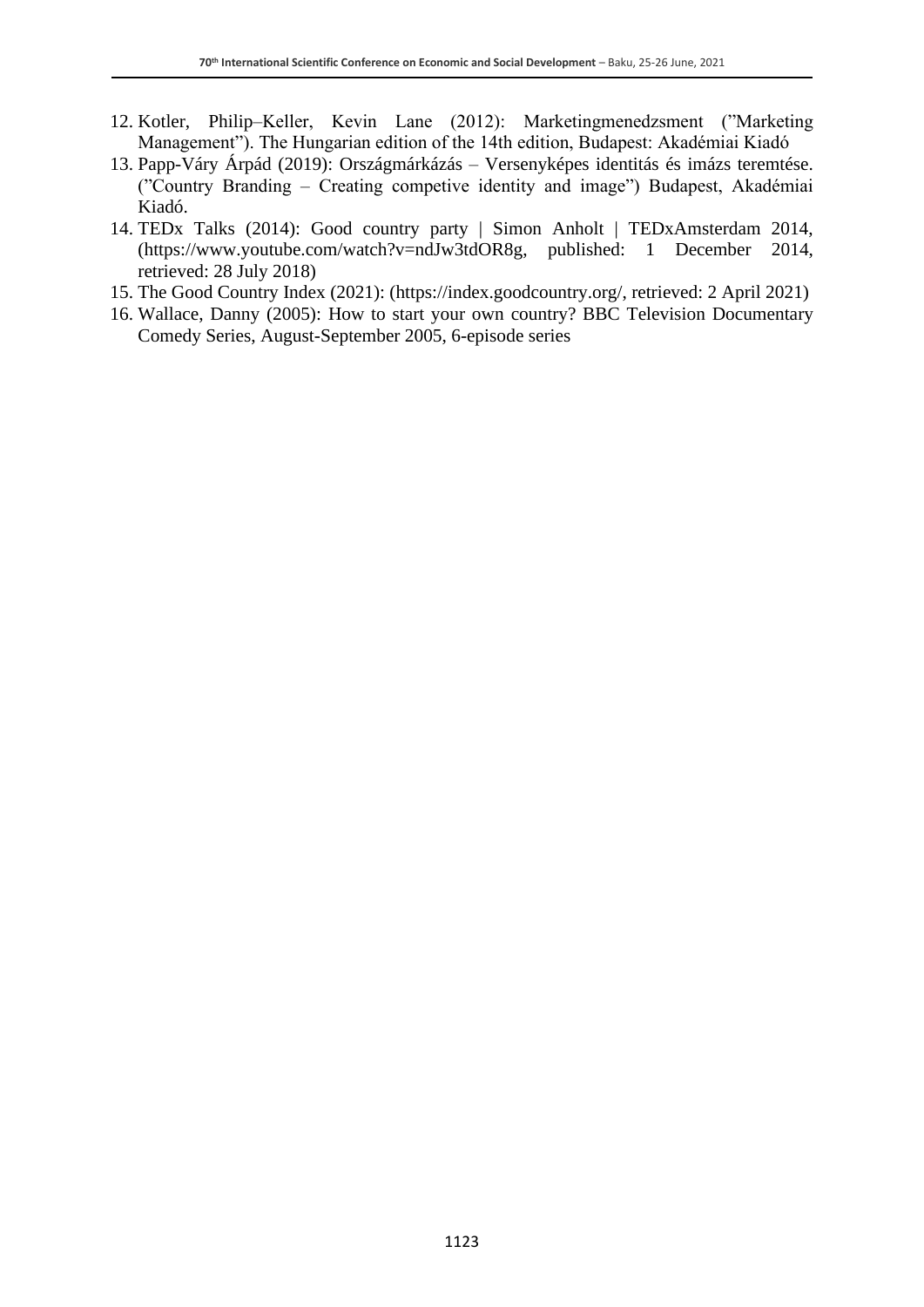12. Kotler, Philip–Keller, Kevin Lane (2012): Marketingmenedzsment (”Marketing Management”). The Hungarian edition of the 14th edition, Budapest: Akadémiai Kiadó
13. Papp-Váry Árpád (2019): Országmárkázás – Versenyképes identitás és imázs teremtése. (”Country Branding – Creating competive identity and image”) Budapest, Akadémiai Kiadó.
14. TEDx Talks (2014): Good country party | Simon Anholt | TEDxAmsterdam 2014, (https://www.youtube.com/watch?v=ndJw3tdOR8g, published: 1 December 2014, retrieved: 28 July 2018)
15. The Good Country Index (2021): (https://index.goodcountry.org/, retrieved: 2 April 2021)
16. Wallace, Danny (2005): How to start your own country? BBC Television Documentary Comedy Series, August-September 2005, 6-episode series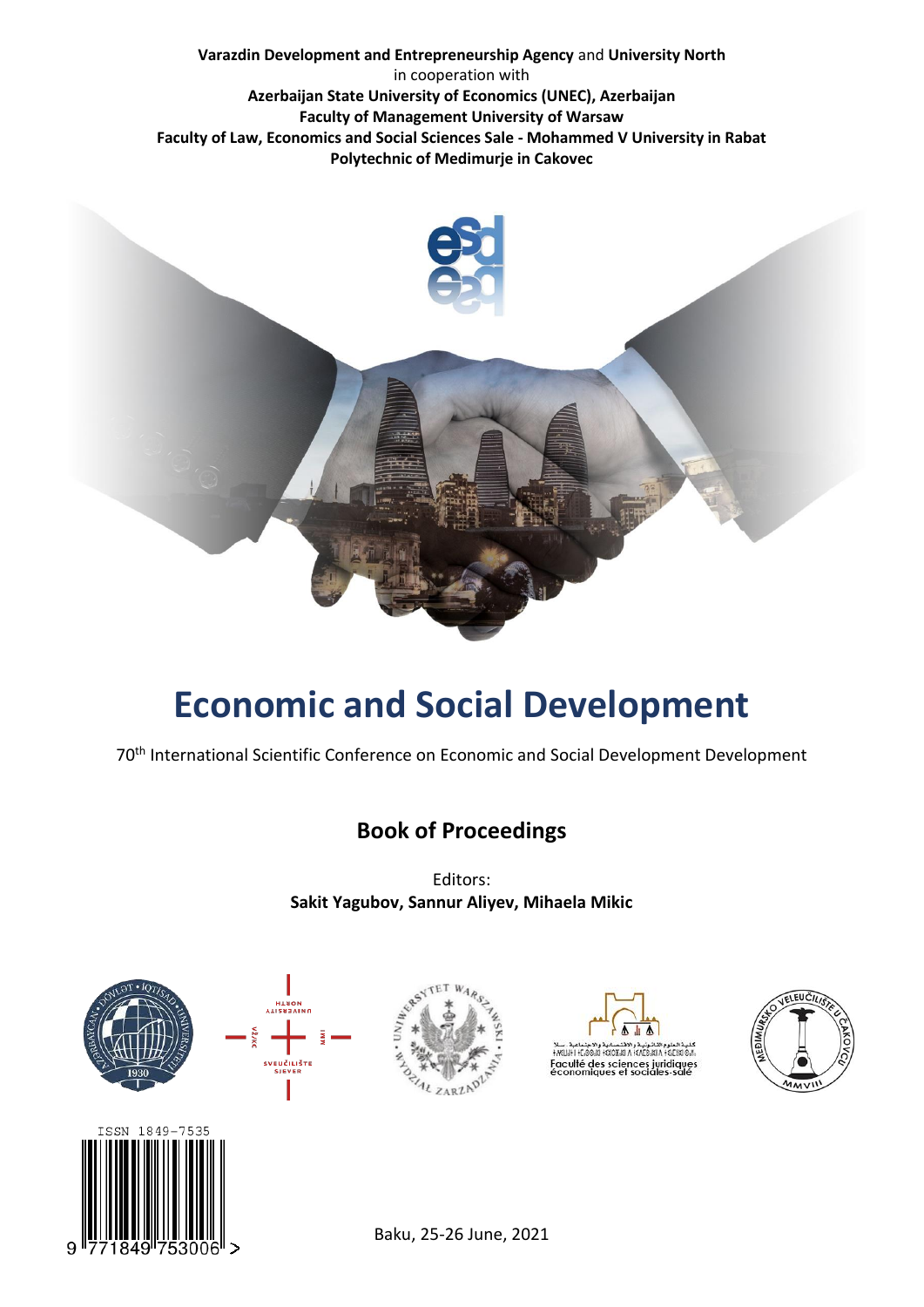Varazdin Development and Entrepreneurship Agency and University North

in cooperation with

**Azerbaijan State University of Economics (UNEC), Azerbaijan**

**Faculty of Management University of Warsaw**

**Faculty of Law, Economics and Social Sciences Sale - Mohammed V University in Rabat**

**Polytechnic of Medimurje in Cakovec**

# Economic and Social Development

70[th] International Scientific Conference on Economic and Social Development Development

## Book of Proceedings

Editors:

**Sakit Yagubov, Sannur Aliyev, Mihaela Mikic**

ISSN 1849-7535

Baku, 25-26 June, 2021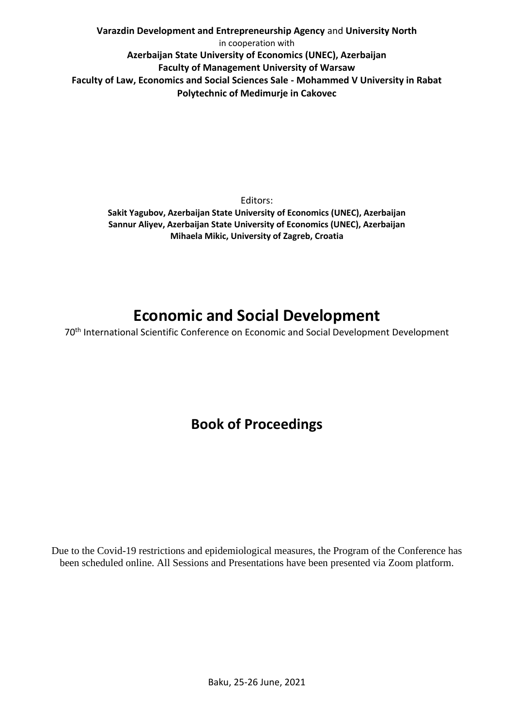**Varazdin Development and Entrepreneurship Agency** and **University North**
in cooperation with
**Azerbaijan State University of Economics (UNEC), Azerbaijan**
**Faculty of Management University of Warsaw**
**Faculty of Law, Economics and Social Sciences Sale - Mohammed V University in Rabat**
**Polytechnic of Medimurje in Cakovec**

Editors:
**Sakit Yagubov, Azerbaijan State University of Economics (UNEC), Azerbaijan**
**Sannur Aliyev, Azerbaijan State University of Economics (UNEC), Azerbaijan**
**Mihaela Mikic, University of Zagreb, Croatia**

# Economic and Social Development

70th International Scientific Conference on Economic and Social Development Development

## Book of Proceedings

Due to the Covid-19 restrictions and epidemiological measures, the Program of the Conference has been scheduled online. All Sessions and Presentations have been presented via Zoom platform.

Baku, 25-26 June, 2021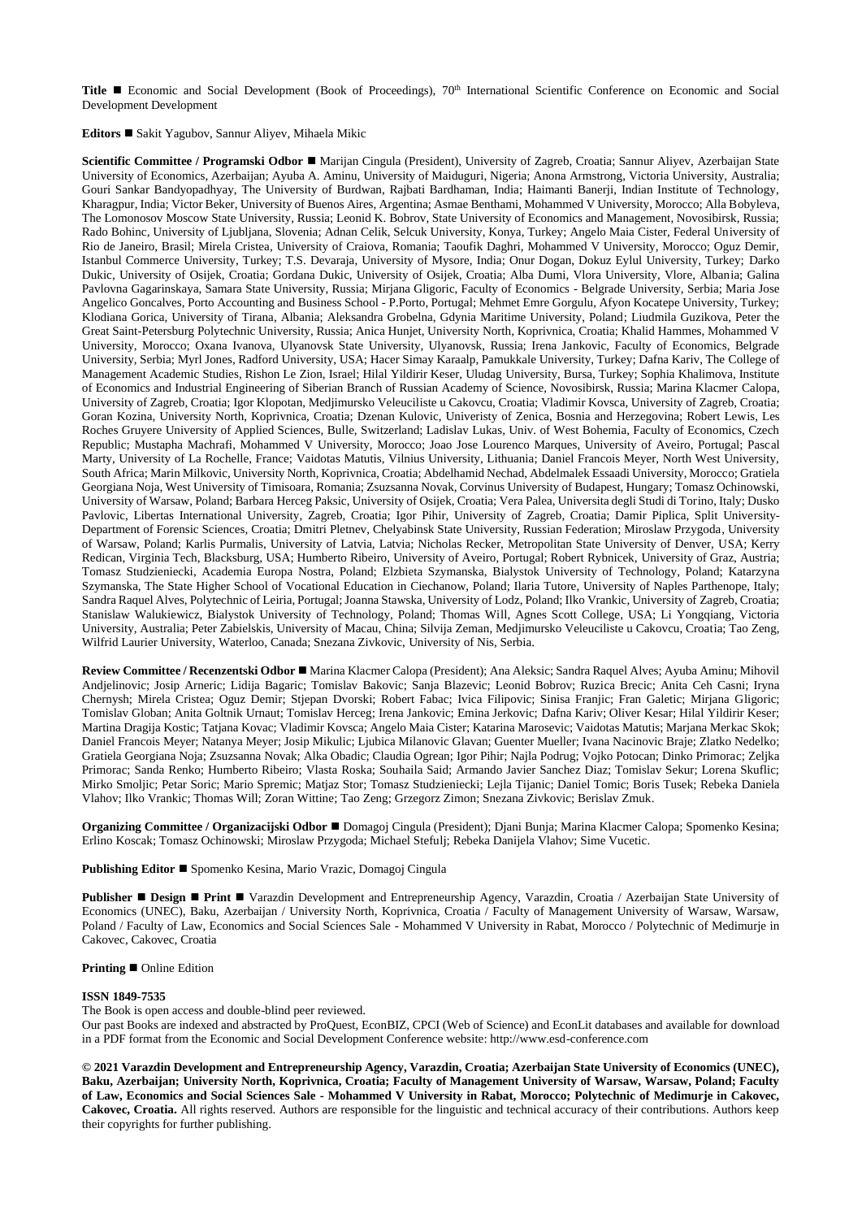**Title** ■ Economic and Social Development (Book of Proceedings), 70th International Scientific Conference on Economic and Social Development Development

**Editors** ■ Sakit Yagubov, Sannur Aliyev, Mihaela Mikic

**Scientific Committee / Programski Odbor** ■ Marijan Cingula (President), University of Zagreb, Croatia; Sannur Aliyev, Azerbaijan State University of Economics, Azerbaijan; Ayuba A. Aminu, University of Maiduguri, Nigeria; Anona Armstrong, Victoria University, Australia; Gouri Sankar Bandyopadhyay, The University of Burdwan, Rajbati Bardhaman, India; Haimanti Banerji, Indian Institute of Technology, Kharagpur, India; Victor Beker, University of Buenos Aires, Argentina; Asmae Benthami, Mohammed V University, Morocco; Alla Bobyleva, The Lomonosov Moscow State University, Russia; Leonid K. Bobrov, State University of Economics and Management, Novosibirsk, Russia; Rado Bohinc, University of Ljubljana, Slovenia; Adnan Celik, Selcuk University, Konya, Turkey; Angelo Maia Cister, Federal University of Rio de Janeiro, Brasil; Mirela Cristea, University of Craiova, Romania; Taoufik Daghri, Mohammed V University, Morocco; Oguz Demir, Istanbul Commerce University, Turkey; T.S. Devaraja, University of Mysore, India; Onur Dogan, Dokuz Eylul University, Turkey; Darko Dukic, University of Osijek, Croatia; Gordana Dukic, University of Osijek, Croatia; Alba Dumi, Vlora University, Vlore, Albania; Galina Pavlovna Gagarinskaya, Samara State University, Russia; Mirjana Gligoric, Faculty of Economics - Belgrade University, Serbia; Maria Jose Angelico Goncalves, Porto Accounting and Business School - P.Porto, Portugal; Mehmet Emre Gorgulu, Afyon Kocatepe University, Turkey; Klodiana Gorica, University of Tirana, Albania; Aleksandra Grobelna, Gdynia Maritime University, Poland; Liudmila Guzikova, Peter the Great Saint-Petersburg Polytechnic University, Russia; Anica Hunjet, University North, Koprivnica, Croatia; Khalid Hammes, Mohammed V University, Morocco; Oxana Ivanova, Ulyanovsk State University, Ulyanovsk, Russia; Irena Jankovic, Faculty of Economics, Belgrade University, Serbia; Myrl Jones, Radford University, USA; Hacer Simay Karaalp, Pamukkale University, Turkey; Dafna Kariv, The College of Management Academic Studies, Rishon Le Zion, Israel; Hilal Yildirir Keser, Uludag University, Bursa, Turkey; Sophia Khalimova, Institute of Economics and Industrial Engineering of Siberian Branch of Russian Academy of Science, Novosibirsk, Russia; Marina Klacmer Calopa, University of Zagreb, Croatia; Igor Klopotan, Medjimursko Veleuciliste u Cakovcu, Croatia; Vladimir Kovsca, University of Zagreb, Croatia; Goran Kozina, University North, Koprivnica, Croatia; Dzenan Kulovic, Univeristy of Zenica, Bosnia and Herzegovina; Robert Lewis, Les Roches Gruyere University of Applied Sciences, Bulle, Switzerland; Ladislav Lukas, Univ. of West Bohemia, Faculty of Economics, Czech Republic; Mustapha Machrafi, Mohammed V University, Morocco; Joao Jose Lourenco Marques, University of Aveiro, Portugal; Pascal Marty, University of La Rochelle, France; Vaidotas Matutis, Vilnius University, Lithuania; Daniel Francois Meyer, North West University, South Africa; Marin Milkovic, University North, Koprivnica, Croatia; Abdelhamid Nechad, Abdelmalek Essaadi University, Morocco; Gratiela Georgiana Noja, West University of Timisoara, Romania; Zsuzsanna Novak, Corvinus University of Budapest, Hungary; Tomasz Ochinowski, University of Warsaw, Poland; Barbara Herceg Paksic, University of Osijek, Croatia; Vera Palea, Universita degli Studi di Torino, Italy; Dusko Pavlovic, Libertas International University, Zagreb, Croatia; Igor Pihir, University of Zagreb, Croatia; Damir Piplica, Split University-Department of Forensic Sciences, Croatia; Dmitri Pletnev, Chelyabinsk State University, Russian Federation; Miroslaw Przygoda, University of Warsaw, Poland; Karlis Purmalis, University of Latvia, Latvia; Nicholas Recker, Metropolitan State University of Denver, USA; Kerry Redican, Virginia Tech, Blacksburg, USA; Humberto Ribeiro, University of Aveiro, Portugal; Robert Rybnicek, University of Graz, Austria; Tomasz Studzieniecki, Academia Europa Nostra, Poland; Elzbieta Szymanska, Bialystok University of Technology, Poland; Katarzyna Szymanska, The State Higher School of Vocational Education in Ciechanow, Poland; Ilaria Tutore, University of Naples Parthenope, Italy; Sandra Raquel Alves, Polytechnic of Leiria, Portugal; Joanna Stawska, University of Lodz, Poland; Ilko Vrankic, University of Zagreb, Croatia; Stanislaw Walukiewicz, Bialystok University of Technology, Poland; Thomas Will, Agnes Scott College, USA; Li Yongqiang, Victoria University, Australia; Peter Zabielskis, University of Macau, China; Silvija Zeman, Medjimursko Veleuciliste u Cakovcu, Croatia; Tao Zeng, Wilfrid Laurier University, Waterloo, Canada; Snezana Zivkovic, University of Nis, Serbia.

**Review Committee / Recenzentski Odbor** ■ Marina Klacmer Calopa (President); Ana Aleksic; Sandra Raquel Alves; Ayuba Aminu; Mihovil Andjelinovic; Josip Arneric; Lidija Bagaric; Tomislav Bakovic; Sanja Blazevic; Leonid Bobrov; Ruzica Brecic; Anita Ceh Casni; Iryna Chernysh; Mirela Cristea; Oguz Demir; Stjepan Dvorski; Robert Fabac; Ivica Filipovic; Sinisa Franjic; Fran Galetic; Mirjana Gligoric; Tomislav Globan; Anita Goltnik Urnaut; Tomislav Herceg; Irena Jankovic; Emina Jerkovic; Dafna Kariv; Oliver Kesar; Hilal Yildirir Keser; Martina Dragija Kostic; Tatjana Kovac; Vladimir Kovsca; Angelo Maia Cister; Katarina Marosevic; Vaidotas Matutis; Marjana Merkac Skok; Daniel Francois Meyer; Natanya Meyer; Josip Mikulic; Ljubica Milanovic Glavan; Guenter Mueller; Ivana Nacinovic Braje; Zlatko Nedelko; Gratiela Georgiana Noja; Zsuzsanna Novak; Alka Obadic; Claudia Ogrean; Igor Pihir; Najla Podrug; Vojko Potocan; Dinko Primorac; Zeljka Primorac; Sanda Renko; Humberto Ribeiro; Vlasta Roska; Souhaila Said; Armando Javier Sanchez Diaz; Tomislav Sekur; Lorena Skuflic; Mirko Smoljic; Petar Soric; Mario Spremic; Matjaz Stor; Tomasz Studzieniecki; Lejla Tijanic; Daniel Tomic; Boris Tusek; Rebeka Daniela Vlahov; Ilko Vrankic; Thomas Will; Zoran Wittine; Tao Zeng; Grzegorz Zimon; Snezana Zivkovic; Berislav Zmuk.

**Organizing Committee / Organizacijski Odbor** ■ Domagoj Cingula (President); Djani Bunja; Marina Klacmer Calopa; Spomenko Kesina; Erlino Koscak; Tomasz Ochinowski; Miroslaw Przygoda; Michael Stefulj; Rebeka Danijela Vlahov; Sime Vucetic.

**Publishing Editor** ■ Spomenko Kesina, Mario Vrazic, Domagoj Cingula

**Publisher** ■ **Design** ■ **Print** ■ Varazdin Development and Entrepreneurship Agency, Varazdin, Croatia / Azerbaijan State University of Economics (UNEC), Baku, Azerbaijan / University North, Koprivnica, Croatia / Faculty of Management University of Warsaw, Warsaw, Poland / Faculty of Law, Economics and Social Sciences Sale - Mohammed V University in Rabat, Morocco / Polytechnic of Medimurje in Cakovec, Cakovec, Croatia

**Printing** ■ Online Edition

**ISSN 1849-7535**

The Book is open access and double-blind peer reviewed.

Our past Books are indexed and abstracted by ProQuest, EconBIZ, CPCI (Web of Science) and EconLit databases and available for download in a PDF format from the Economic and Social Development Conference website: http://www.esd-conference.com

**© 2021 Varazdin Development and Entrepreneurship Agency, Varazdin, Croatia; Azerbaijan State University of Economics (UNEC), Baku, Azerbaijan; University North, Koprivnica, Croatia; Faculty of Management University of Warsaw, Warsaw, Poland; Faculty of Law, Economics and Social Sciences Sale - Mohammed V University in Rabat, Morocco; Polytechnic of Medimurje in Cakovec, Cakovec, Croatia.** All rights reserved. Authors are responsible for the linguistic and technical accuracy of their contributions. Authors keep their copyrights for further publishing.